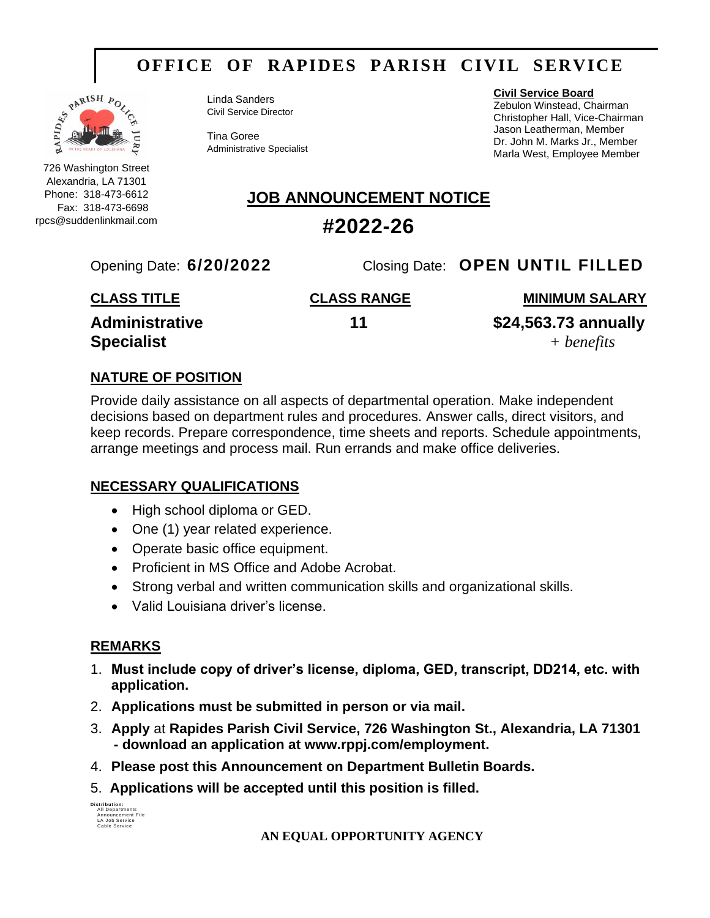# OFFICE OF RAPIDES PARISH CIVIL SERVICE

726 Washington Street
Alexandria, LA 71301
Phone: 318-473-6612
Fax: 318-473-6698
rpcs@suddenlinkmail.com

Linda Sanders
Civil Service Director

Tina Goree
Administrative Specialist

**Civil Service Board**
Zebulon Winstead, Chairman
Christopher Hall, Vice-Chairman
Jason Leatherman, Member
Dr. John M. Marks Jr., Member
Marla West, Employee Member

## JOB ANNOUNCEMENT NOTICE

## #2022-26

Opening Date: **6/20/2022** Closing Date: **OPEN UNTIL FILLED**

| CLASS TITLE | CLASS RANGE | MINIMUM SALARY |
|---|---|---|
| **Administrative Specialist** | **11** | **$24,563.73 annually** *+ benefits* |

### NATURE OF POSITION

Provide daily assistance on all aspects of departmental operation. Make independent decisions based on department rules and procedures. Answer calls, direct visitors, and keep records. Prepare correspondence, time sheets and reports. Schedule appointments, arrange meetings and process mail. Run errands and make office deliveries.

### NECESSARY QUALIFICATIONS

- High school diploma or GED.
- One (1) year related experience.
- Operate basic office equipment.
- Proficient in MS Office and Adobe Acrobat.
- Strong verbal and written communication skills and organizational skills.
- Valid Louisiana driver's license.

### REMARKS

1. **Must include copy of driver's license, diploma, GED, transcript, DD214, etc. with application.**
2. **Applications must be submitted in person or via mail.**
3. **Apply** at **Rapides Parish Civil Service, 726 Washington St., Alexandria, LA 71301 - download an application at www.rppj.com/employment.**
4. **Please post this Announcement on Department Bulletin Boards.**
5. **Applications will be accepted until this position is filled.**

Distribution:
All Departments
Announcement File
LA Job Service
Cable Service

**AN EQUAL OPPORTUNITY AGENCY**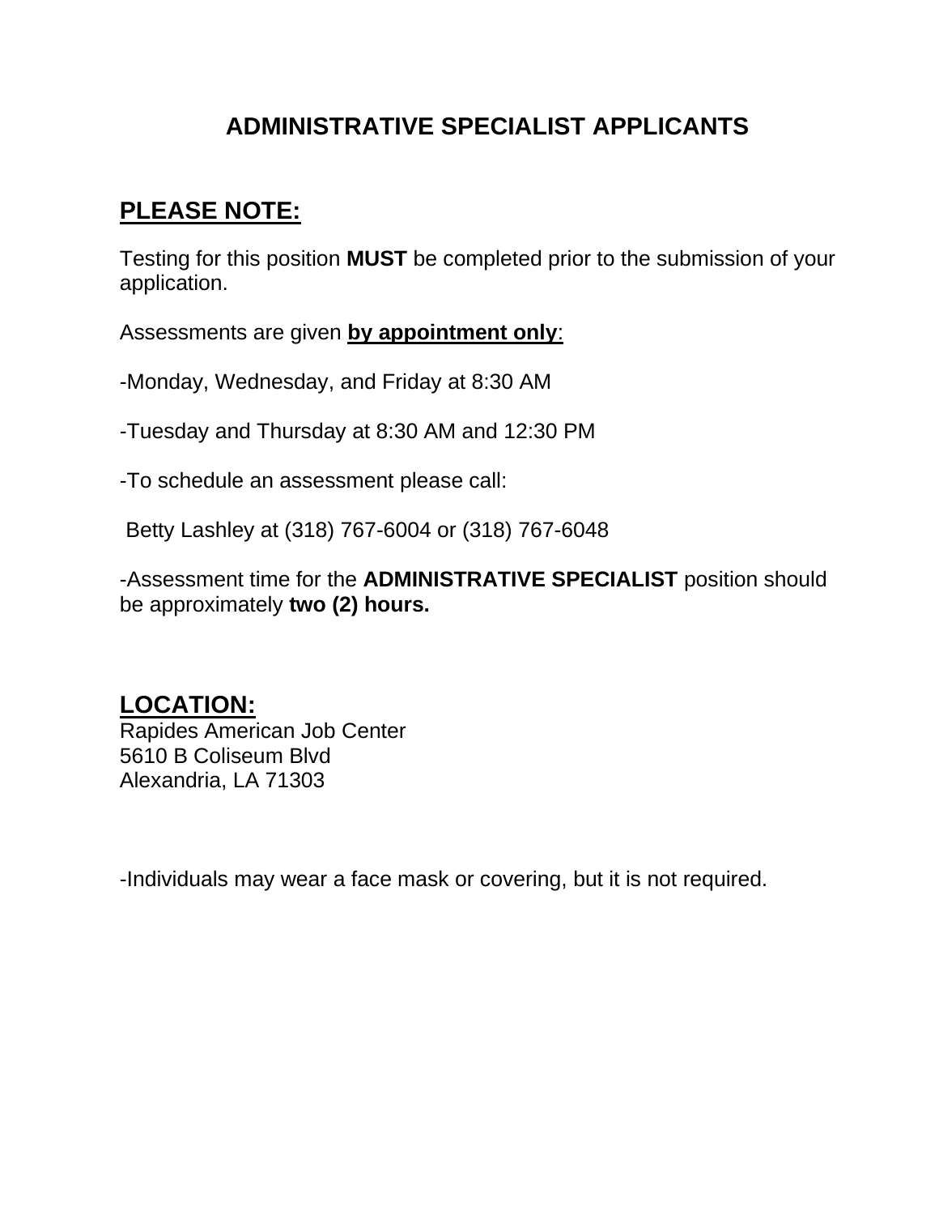# ADMINISTRATIVE SPECIALIST APPLICANTS

## PLEASE NOTE:

Testing for this position **MUST** be completed prior to the submission of your application.

Assessments are given **by appointment only**:

-Monday, Wednesday, and Friday at 8:30 AM

-Tuesday and Thursday at 8:30 AM and 12:30 PM

-To schedule an assessment please call:

Betty Lashley at (318) 767-6004 or (318) 767-6048

-Assessment time for the **ADMINISTRATIVE SPECIALIST** position should be approximately **two (2) hours.**

## LOCATION:

Rapides American Job Center
5610 B Coliseum Blvd
Alexandria, LA 71303

-Individuals may wear a face mask or covering, but it is not required.